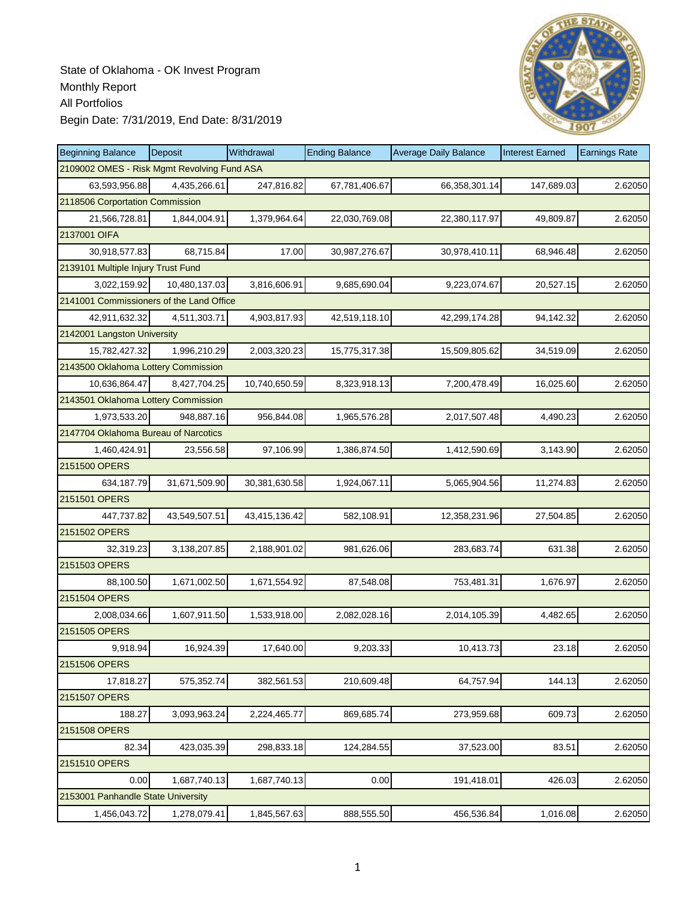State of Oklahoma - OK Invest Program
Monthly Report
All Portfolios
Begin Date: 7/31/2019, End Date: 8/31/2019

| Beginning Balance | Deposit | Withdrawal | Ending Balance | Average Daily Balance | Interest Earned | Earnings Rate |
|---|---|---|---|---|---|---|
| 2109002 OMES - Risk Mgmt Revolving Fund ASA | | | | | | |
| 63,593,956.88 | 4,435,266.61 | 247,816.82 | 67,781,406.67 | 66,358,301.14 | 147,689.03 | 2.62050 |
| 2118506 Corportation Commission | | | | | | |
| 21,566,728.81 | 1,844,004.91 | 1,379,964.64 | 22,030,769.08 | 22,380,117.97 | 49,809.87 | 2.62050 |
| 2137001 OIFA | | | | | | |
| 30,918,577.83 | 68,715.84 | 17.00 | 30,987,276.67 | 30,978,410.11 | 68,946.48 | 2.62050 |
| 2139101 Multiple Injury Trust Fund | | | | | | |
| 3,022,159.92 | 10,480,137.03 | 3,816,606.91 | 9,685,690.04 | 9,223,074.67 | 20,527.15 | 2.62050 |
| 2141001 Commissioners of the Land Office | | | | | | |
| 42,911,632.32 | 4,511,303.71 | 4,903,817.93 | 42,519,118.10 | 42,299,174.28 | 94,142.32 | 2.62050 |
| 2142001 Langston University | | | | | | |
| 15,782,427.32 | 1,996,210.29 | 2,003,320.23 | 15,775,317.38 | 15,509,805.62 | 34,519.09 | 2.62050 |
| 2143500 Oklahoma Lottery Commission | | | | | | |
| 10,636,864.47 | 8,427,704.25 | 10,740,650.59 | 8,323,918.13 | 7,200,478.49 | 16,025.60 | 2.62050 |
| 2143501 Oklahoma Lottery Commission | | | | | | |
| 1,973,533.20 | 948,887.16 | 956,844.08 | 1,965,576.28 | 2,017,507.48 | 4,490.23 | 2.62050 |
| 2147704 Oklahoma Bureau of Narcotics | | | | | | |
| 1,460,424.91 | 23,556.58 | 97,106.99 | 1,386,874.50 | 1,412,590.69 | 3,143.90 | 2.62050 |
| 2151500 OPERS | | | | | | |
| 634,187.79 | 31,671,509.90 | 30,381,630.58 | 1,924,067.11 | 5,065,904.56 | 11,274.83 | 2.62050 |
| 2151501 OPERS | | | | | | |
| 447,737.82 | 43,549,507.51 | 43,415,136.42 | 582,108.91 | 12,358,231.96 | 27,504.85 | 2.62050 |
| 2151502 OPERS | | | | | | |
| 32,319.23 | 3,138,207.85 | 2,188,901.02 | 981,626.06 | 283,683.74 | 631.38 | 2.62050 |
| 2151503 OPERS | | | | | | |
| 88,100.50 | 1,671,002.50 | 1,671,554.92 | 87,548.08 | 753,481.31 | 1,676.97 | 2.62050 |
| 2151504 OPERS | | | | | | |
| 2,008,034.66 | 1,607,911.50 | 1,533,918.00 | 2,082,028.16 | 2,014,105.39 | 4,482.65 | 2.62050 |
| 2151505 OPERS | | | | | | |
| 9,918.94 | 16,924.39 | 17,640.00 | 9,203.33 | 10,413.73 | 23.18 | 2.62050 |
| 2151506 OPERS | | | | | | |
| 17,818.27 | 575,352.74 | 382,561.53 | 210,609.48 | 64,757.94 | 144.13 | 2.62050 |
| 2151507 OPERS | | | | | | |
| 188.27 | 3,093,963.24 | 2,224,465.77 | 869,685.74 | 273,959.68 | 609.73 | 2.62050 |
| 2151508 OPERS | | | | | | |
| 82.34 | 423,035.39 | 298,833.18 | 124,284.55 | 37,523.00 | 83.51 | 2.62050 |
| 2151510 OPERS | | | | | | |
| 0.00 | 1,687,740.13 | 1,687,740.13 | 0.00 | 191,418.01 | 426.03 | 2.62050 |
| 2153001 Panhandle State University | | | | | | |
| 1,456,043.72 | 1,278,079.41 | 1,845,567.63 | 888,555.50 | 456,536.84 | 1,016.08 | 2.62050 |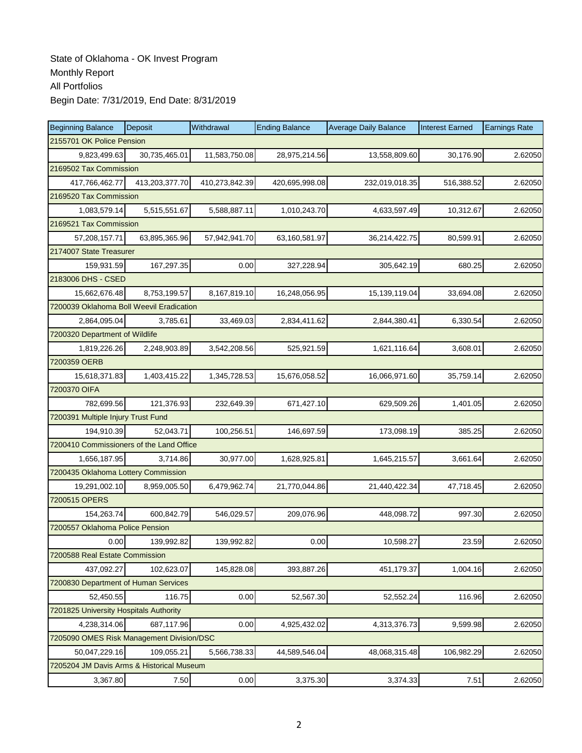State of Oklahoma - OK Invest Program
Monthly Report
All Portfolios
Begin Date: 7/31/2019, End Date: 8/31/2019

| Beginning Balance | Deposit | Withdrawal | Ending Balance | Average Daily Balance | Interest Earned | Earnings Rate |
|---|---|---|---|---|---|---|
| 2155701 OK Police Pension | | | | | | |
| 9,823,499.63 | 30,735,465.01 | 11,583,750.08 | 28,975,214.56 | 13,558,809.60 | 30,176.90 | 2.62050 |
| 2169502 Tax Commission | | | | | | |
| 417,766,462.77 | 413,203,377.70 | 410,273,842.39 | 420,695,998.08 | 232,019,018.35 | 516,388.52 | 2.62050 |
| 2169520 Tax Commission | | | | | | |
| 1,083,579.14 | 5,515,551.67 | 5,588,887.11 | 1,010,243.70 | 4,633,597.49 | 10,312.67 | 2.62050 |
| 2169521 Tax Commission | | | | | | |
| 57,208,157.71 | 63,895,365.96 | 57,942,941.70 | 63,160,581.97 | 36,214,422.75 | 80,599.91 | 2.62050 |
| 2174007 State Treasurer | | | | | | |
| 159,931.59 | 167,297.35 | 0.00 | 327,228.94 | 305,642.19 | 680.25 | 2.62050 |
| 2183006 DHS - CSED | | | | | | |
| 15,662,676.48 | 8,753,199.57 | 8,167,819.10 | 16,248,056.95 | 15,139,119.04 | 33,694.08 | 2.62050 |
| 7200039 Oklahoma Boll Weevil Eradication | | | | | | |
| 2,864,095.04 | 3,785.61 | 33,469.03 | 2,834,411.62 | 2,844,380.41 | 6,330.54 | 2.62050 |
| 7200320 Department of Wildlife | | | | | | |
| 1,819,226.26 | 2,248,903.89 | 3,542,208.56 | 525,921.59 | 1,621,116.64 | 3,608.01 | 2.62050 |
| 7200359 OERB | | | | | | |
| 15,618,371.83 | 1,403,415.22 | 1,345,728.53 | 15,676,058.52 | 16,066,971.60 | 35,759.14 | 2.62050 |
| 7200370 OIFA | | | | | | |
| 782,699.56 | 121,376.93 | 232,649.39 | 671,427.10 | 629,509.26 | 1,401.05 | 2.62050 |
| 7200391 Multiple Injury Trust Fund | | | | | | |
| 194,910.39 | 52,043.71 | 100,256.51 | 146,697.59 | 173,098.19 | 385.25 | 2.62050 |
| 7200410 Commissioners of the Land Office | | | | | | |
| 1,656,187.95 | 3,714.86 | 30,977.00 | 1,628,925.81 | 1,645,215.57 | 3,661.64 | 2.62050 |
| 7200435 Oklahoma Lottery Commission | | | | | | |
| 19,291,002.10 | 8,959,005.50 | 6,479,962.74 | 21,770,044.86 | 21,440,422.34 | 47,718.45 | 2.62050 |
| 7200515 OPERS | | | | | | |
| 154,263.74 | 600,842.79 | 546,029.57 | 209,076.96 | 448,098.72 | 997.30 | 2.62050 |
| 7200557 Oklahoma Police Pension | | | | | | |
| 0.00 | 139,992.82 | 139,992.82 | 0.00 | 10,598.27 | 23.59 | 2.62050 |
| 7200588 Real Estate Commission | | | | | | |
| 437,092.27 | 102,623.07 | 145,828.08 | 393,887.26 | 451,179.37 | 1,004.16 | 2.62050 |
| 7200830 Department of Human Services | | | | | | |
| 52,450.55 | 116.75 | 0.00 | 52,567.30 | 52,552.24 | 116.96 | 2.62050 |
| 7201825 University Hospitals Authority | | | | | | |
| 4,238,314.06 | 687,117.96 | 0.00 | 4,925,432.02 | 4,313,376.73 | 9,599.98 | 2.62050 |
| 7205090 OMES Risk Management Division/DSC | | | | | | |
| 50,047,229.16 | 109,055.21 | 5,566,738.33 | 44,589,546.04 | 48,068,315.48 | 106,982.29 | 2.62050 |
| 7205204 JM Davis Arms & Historical Museum | | | | | | |
| 3,367.80 | 7.50 | 0.00 | 3,375.30 | 3,374.33 | 7.51 | 2.62050 |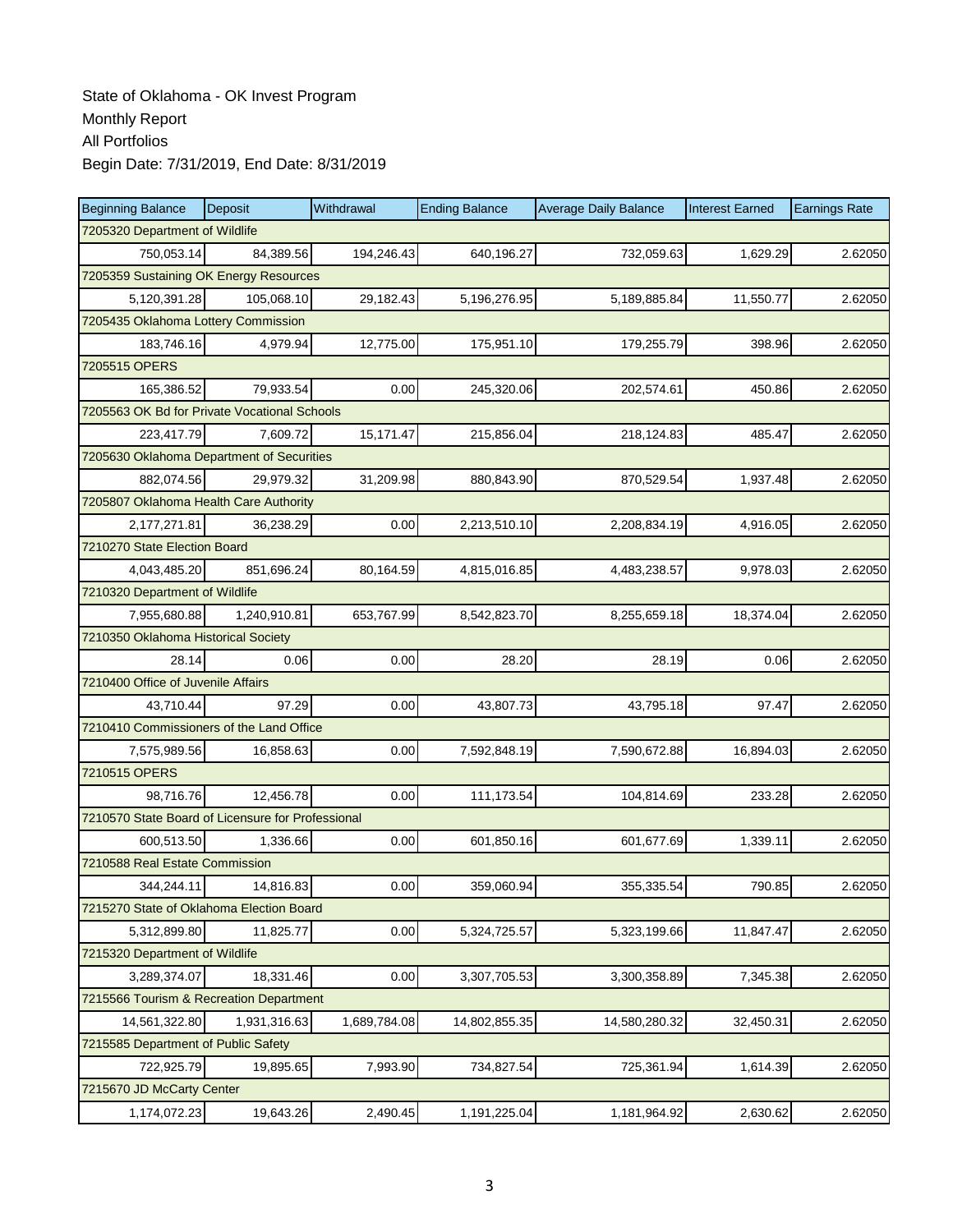State of Oklahoma - OK Invest Program
Monthly Report
All Portfolios
Begin Date: 7/31/2019, End Date: 8/31/2019

| Beginning Balance | Deposit | Withdrawal | Ending Balance | Average Daily Balance | Interest Earned | Earnings Rate |
|---|---|---|---|---|---|---|
| 7205320 Department of Wildlife | | | | | | |
| 750,053.14 | 84,389.56 | 194,246.43 | 640,196.27 | 732,059.63 | 1,629.29 | 2.62050 |
| 7205359 Sustaining OK Energy Resources | | | | | | |
| 5,120,391.28 | 105,068.10 | 29,182.43 | 5,196,276.95 | 5,189,885.84 | 11,550.77 | 2.62050 |
| 7205435 Oklahoma Lottery Commission | | | | | | |
| 183,746.16 | 4,979.94 | 12,775.00 | 175,951.10 | 179,255.79 | 398.96 | 2.62050 |
| 7205515 OPERS | | | | | | |
| 165,386.52 | 79,933.54 | 0.00 | 245,320.06 | 202,574.61 | 450.86 | 2.62050 |
| 7205563 OK Bd for Private Vocational Schools | | | | | | |
| 223,417.79 | 7,609.72 | 15,171.47 | 215,856.04 | 218,124.83 | 485.47 | 2.62050 |
| 7205630 Oklahoma Department of Securities | | | | | | |
| 882,074.56 | 29,979.32 | 31,209.98 | 880,843.90 | 870,529.54 | 1,937.48 | 2.62050 |
| 7205807 Oklahoma Health Care Authority | | | | | | |
| 2,177,271.81 | 36,238.29 | 0.00 | 2,213,510.10 | 2,208,834.19 | 4,916.05 | 2.62050 |
| 7210270 State Election Board | | | | | | |
| 4,043,485.20 | 851,696.24 | 80,164.59 | 4,815,016.85 | 4,483,238.57 | 9,978.03 | 2.62050 |
| 7210320 Department of Wildlife | | | | | | |
| 7,955,680.88 | 1,240,910.81 | 653,767.99 | 8,542,823.70 | 8,255,659.18 | 18,374.04 | 2.62050 |
| 7210350 Oklahoma Historical Society | | | | | | |
| 28.14 | 0.06 | 0.00 | 28.20 | 28.19 | 0.06 | 2.62050 |
| 7210400 Office of Juvenile Affairs | | | | | | |
| 43,710.44 | 97.29 | 0.00 | 43,807.73 | 43,795.18 | 97.47 | 2.62050 |
| 7210410 Commissioners of the Land Office | | | | | | |
| 7,575,989.56 | 16,858.63 | 0.00 | 7,592,848.19 | 7,590,672.88 | 16,894.03 | 2.62050 |
| 7210515 OPERS | | | | | | |
| 98,716.76 | 12,456.78 | 0.00 | 111,173.54 | 104,814.69 | 233.28 | 2.62050 |
| 7210570 State Board of Licensure for Professional | | | | | | |
| 600,513.50 | 1,336.66 | 0.00 | 601,850.16 | 601,677.69 | 1,339.11 | 2.62050 |
| 7210588 Real Estate Commission | | | | | | |
| 344,244.11 | 14,816.83 | 0.00 | 359,060.94 | 355,335.54 | 790.85 | 2.62050 |
| 7215270 State of Oklahoma Election Board | | | | | | |
| 5,312,899.80 | 11,825.77 | 0.00 | 5,324,725.57 | 5,323,199.66 | 11,847.47 | 2.62050 |
| 7215320 Department of Wildlife | | | | | | |
| 3,289,374.07 | 18,331.46 | 0.00 | 3,307,705.53 | 3,300,358.89 | 7,345.38 | 2.62050 |
| 7215566 Tourism & Recreation Department | | | | | | |
| 14,561,322.80 | 1,931,316.63 | 1,689,784.08 | 14,802,855.35 | 14,580,280.32 | 32,450.31 | 2.62050 |
| 7215585 Department of Public Safety | | | | | | |
| 722,925.79 | 19,895.65 | 7,993.90 | 734,827.54 | 725,361.94 | 1,614.39 | 2.62050 |
| 7215670 JD McCarty Center | | | | | | |
| 1,174,072.23 | 19,643.26 | 2,490.45 | 1,191,225.04 | 1,181,964.92 | 2,630.62 | 2.62050 |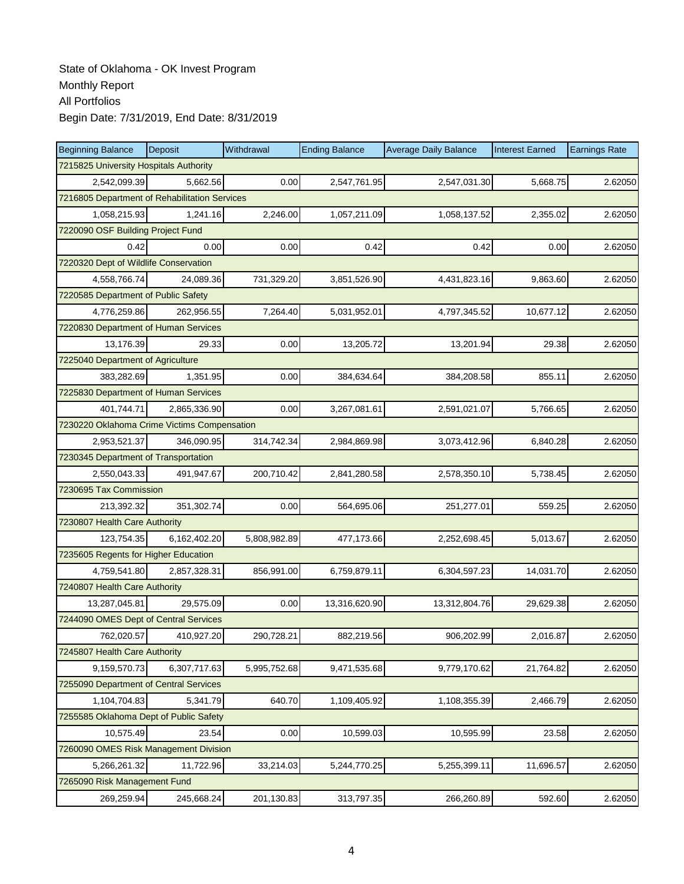State of Oklahoma - OK Invest Program

Monthly Report

All Portfolios

Begin Date: 7/31/2019, End Date: 8/31/2019

| Beginning Balance | Deposit | Withdrawal | Ending Balance | Average Daily Balance | Interest Earned | Earnings Rate |
|---|---|---|---|---|---|---|
| 7215825 University Hospitals Authority | | | | | | |
| 2,542,099.39 | 5,662.56 | 0.00 | 2,547,761.95 | 2,547,031.30 | 5,668.75 | 2.62050 |
| 7216805 Department of Rehabilitation Services | | | | | | |
| 1,058,215.93 | 1,241.16 | 2,246.00 | 1,057,211.09 | 1,058,137.52 | 2,355.02 | 2.62050 |
| 7220090 OSF Building Project Fund | | | | | | |
| 0.42 | 0.00 | 0.00 | 0.42 | 0.42 | 0.00 | 2.62050 |
| 7220320 Dept of Wildlife Conservation | | | | | | |
| 4,558,766.74 | 24,089.36 | 731,329.20 | 3,851,526.90 | 4,431,823.16 | 9,863.60 | 2.62050 |
| 7220585 Department of Public Safety | | | | | | |
| 4,776,259.86 | 262,956.55 | 7,264.40 | 5,031,952.01 | 4,797,345.52 | 10,677.12 | 2.62050 |
| 7220830 Department of Human Services | | | | | | |
| 13,176.39 | 29.33 | 0.00 | 13,205.72 | 13,201.94 | 29.38 | 2.62050 |
| 7225040 Department of Agriculture | | | | | | |
| 383,282.69 | 1,351.95 | 0.00 | 384,634.64 | 384,208.58 | 855.11 | 2.62050 |
| 7225830 Department of Human Services | | | | | | |
| 401,744.71 | 2,865,336.90 | 0.00 | 3,267,081.61 | 2,591,021.07 | 5,766.65 | 2.62050 |
| 7230220 Oklahoma Crime Victims Compensation | | | | | | |
| 2,953,521.37 | 346,090.95 | 314,742.34 | 2,984,869.98 | 3,073,412.96 | 6,840.28 | 2.62050 |
| 7230345 Department of Transportation | | | | | | |
| 2,550,043.33 | 491,947.67 | 200,710.42 | 2,841,280.58 | 2,578,350.10 | 5,738.45 | 2.62050 |
| 7230695 Tax Commission | | | | | | |
| 213,392.32 | 351,302.74 | 0.00 | 564,695.06 | 251,277.01 | 559.25 | 2.62050 |
| 7230807 Health Care Authority | | | | | | |
| 123,754.35 | 6,162,402.20 | 5,808,982.89 | 477,173.66 | 2,252,698.45 | 5,013.67 | 2.62050 |
| 7235605 Regents for Higher Education | | | | | | |
| 4,759,541.80 | 2,857,328.31 | 856,991.00 | 6,759,879.11 | 6,304,597.23 | 14,031.70 | 2.62050 |
| 7240807 Health Care Authority | | | | | | |
| 13,287,045.81 | 29,575.09 | 0.00 | 13,316,620.90 | 13,312,804.76 | 29,629.38 | 2.62050 |
| 7244090 OMES Dept of Central Services | | | | | | |
| 762,020.57 | 410,927.20 | 290,728.21 | 882,219.56 | 906,202.99 | 2,016.87 | 2.62050 |
| 7245807 Health Care Authority | | | | | | |
| 9,159,570.73 | 6,307,717.63 | 5,995,752.68 | 9,471,535.68 | 9,779,170.62 | 21,764.82 | 2.62050 |
| 7255090 Department of Central Services | | | | | | |
| 1,104,704.83 | 5,341.79 | 640.70 | 1,109,405.92 | 1,108,355.39 | 2,466.79 | 2.62050 |
| 7255585 Oklahoma Dept of Public Safety | | | | | | |
| 10,575.49 | 23.54 | 0.00 | 10,599.03 | 10,595.99 | 23.58 | 2.62050 |
| 7260090 OMES Risk Management Division | | | | | | |
| 5,266,261.32 | 11,722.96 | 33,214.03 | 5,244,770.25 | 5,255,399.11 | 11,696.57 | 2.62050 |
| 7265090 Risk Management Fund | | | | | | |
| 269,259.94 | 245,668.24 | 201,130.83 | 313,797.35 | 266,260.89 | 592.60 | 2.62050 |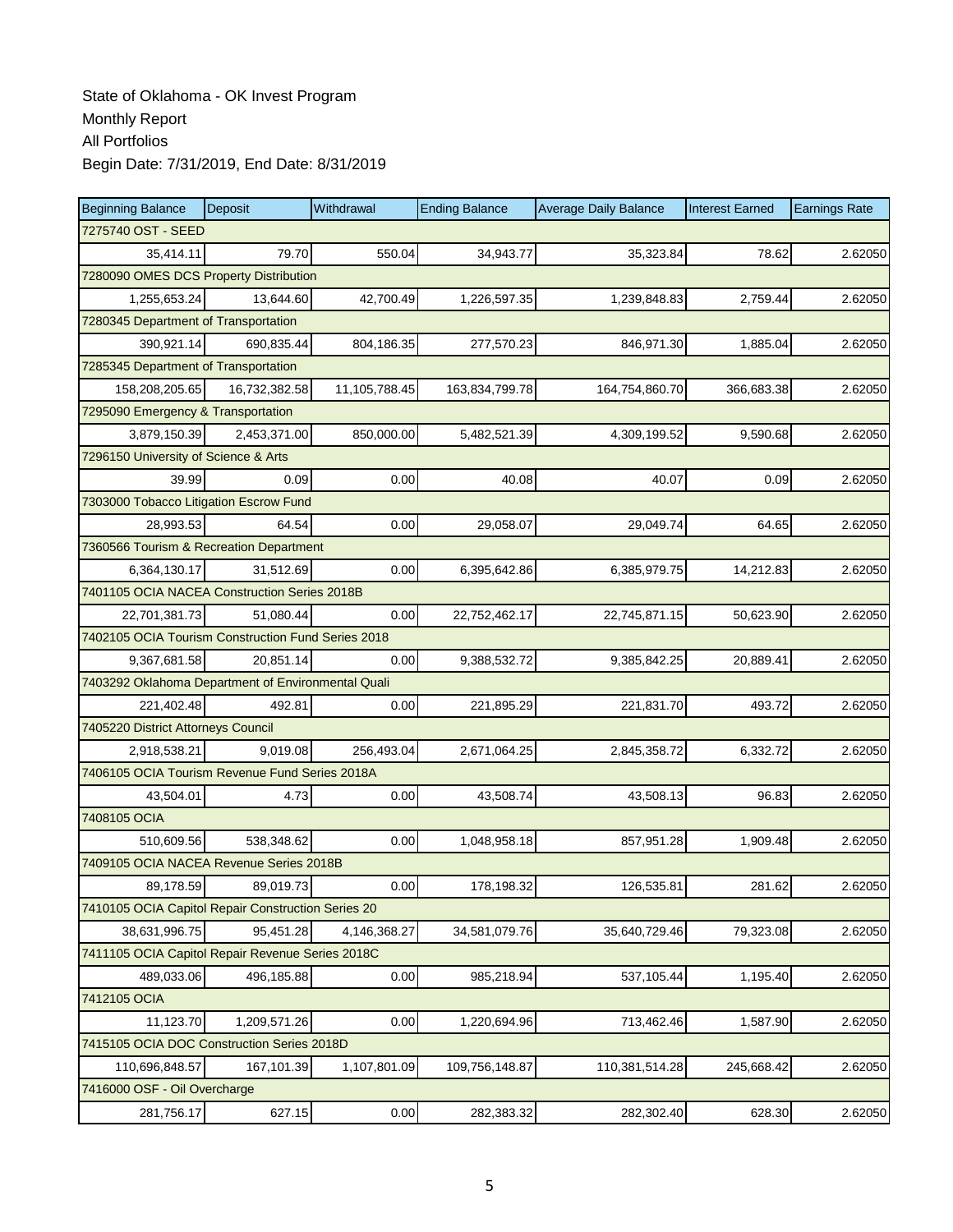State of Oklahoma - OK Invest Program
Monthly Report
All Portfolios
Begin Date: 7/31/2019, End Date: 8/31/2019

| Beginning Balance | Deposit | Withdrawal | Ending Balance | Average Daily Balance | Interest Earned | Earnings Rate |
|---|---|---|---|---|---|---|
| 7275740 OST - SEED | | | | | | |
| 35,414.11 | 79.70 | 550.04 | 34,943.77 | 35,323.84 | 78.62 | 2.62050 |
| 7280090 OMES DCS Property Distribution | | | | | | |
| 1,255,653.24 | 13,644.60 | 42,700.49 | 1,226,597.35 | 1,239,848.83 | 2,759.44 | 2.62050 |
| 7280345 Department of Transportation | | | | | | |
| 390,921.14 | 690,835.44 | 804,186.35 | 277,570.23 | 846,971.30 | 1,885.04 | 2.62050 |
| 7285345 Department of Transportation | | | | | | |
| 158,208,205.65 | 16,732,382.58 | 11,105,788.45 | 163,834,799.78 | 164,754,860.70 | 366,683.38 | 2.62050 |
| 7295090 Emergency & Transportation | | | | | | |
| 3,879,150.39 | 2,453,371.00 | 850,000.00 | 5,482,521.39 | 4,309,199.52 | 9,590.68 | 2.62050 |
| 7296150 University of Science & Arts | | | | | | |
| 39.99 | 0.09 | 0.00 | 40.08 | 40.07 | 0.09 | 2.62050 |
| 7303000 Tobacco Litigation Escrow Fund | | | | | | |
| 28,993.53 | 64.54 | 0.00 | 29,058.07 | 29,049.74 | 64.65 | 2.62050 |
| 7360566 Tourism & Recreation Department | | | | | | |
| 6,364,130.17 | 31,512.69 | 0.00 | 6,395,642.86 | 6,385,979.75 | 14,212.83 | 2.62050 |
| 7401105 OCIA NACEA Construction Series 2018B | | | | | | |
| 22,701,381.73 | 51,080.44 | 0.00 | 22,752,462.17 | 22,745,871.15 | 50,623.90 | 2.62050 |
| 7402105 OCIA Tourism Construction Fund Series 2018 | | | | | | |
| 9,367,681.58 | 20,851.14 | 0.00 | 9,388,532.72 | 9,385,842.25 | 20,889.41 | 2.62050 |
| 7403292 Oklahoma Department of Environmental Quali | | | | | | |
| 221,402.48 | 492.81 | 0.00 | 221,895.29 | 221,831.70 | 493.72 | 2.62050 |
| 7405220 District Attorneys Council | | | | | | |
| 2,918,538.21 | 9,019.08 | 256,493.04 | 2,671,064.25 | 2,845,358.72 | 6,332.72 | 2.62050 |
| 7406105 OCIA Tourism Revenue Fund Series 2018A | | | | | | |
| 43,504.01 | 4.73 | 0.00 | 43,508.74 | 43,508.13 | 96.83 | 2.62050 |
| 7408105 OCIA | | | | | | |
| 510,609.56 | 538,348.62 | 0.00 | 1,048,958.18 | 857,951.28 | 1,909.48 | 2.62050 |
| 7409105 OCIA NACEA Revenue Series 2018B | | | | | | |
| 89,178.59 | 89,019.73 | 0.00 | 178,198.32 | 126,535.81 | 281.62 | 2.62050 |
| 7410105 OCIA Capitol Repair Construction Series 20 | | | | | | |
| 38,631,996.75 | 95,451.28 | 4,146,368.27 | 34,581,079.76 | 35,640,729.46 | 79,323.08 | 2.62050 |
| 7411105 OCIA Capitol Repair Revenue Series 2018C | | | | | | |
| 489,033.06 | 496,185.88 | 0.00 | 985,218.94 | 537,105.44 | 1,195.40 | 2.62050 |
| 7412105 OCIA | | | | | | |
| 11,123.70 | 1,209,571.26 | 0.00 | 1,220,694.96 | 713,462.46 | 1,587.90 | 2.62050 |
| 7415105 OCIA DOC Construction Series 2018D | | | | | | |
| 110,696,848.57 | 167,101.39 | 1,107,801.09 | 109,756,148.87 | 110,381,514.28 | 245,668.42 | 2.62050 |
| 7416000 OSF - Oil Overcharge | | | | | | |
| 281,756.17 | 627.15 | 0.00 | 282,383.32 | 282,302.40 | 628.30 | 2.62050 |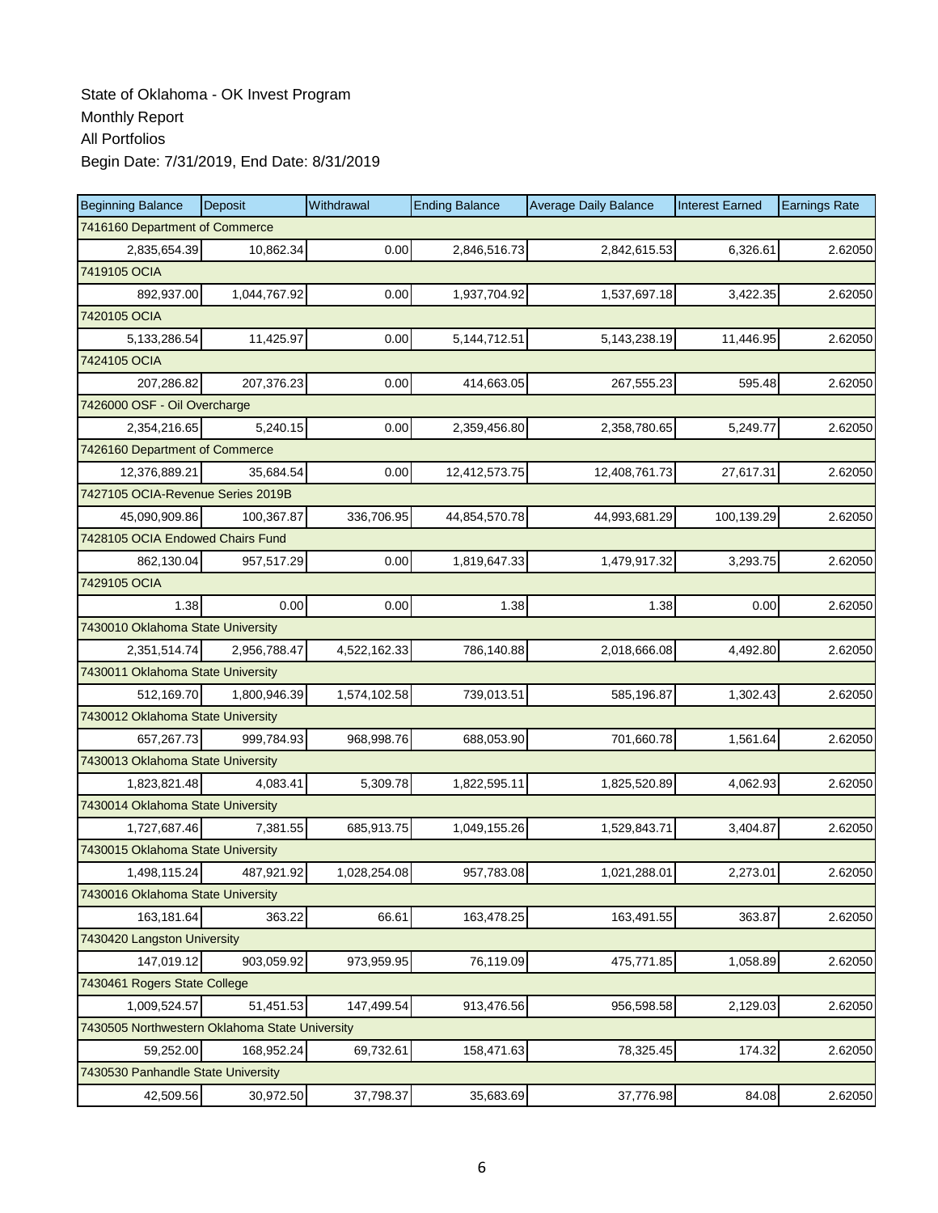State of Oklahoma - OK Invest Program

Monthly Report

All Portfolios

Begin Date: 7/31/2019, End Date: 8/31/2019

| Beginning Balance | Deposit | Withdrawal | Ending Balance | Average Daily Balance | Interest Earned | Earnings Rate |
|---|---|---|---|---|---|---|
| 7416160 Department of Commerce | | | | | | |
| 2,835,654.39 | 10,862.34 | 0.00 | 2,846,516.73 | 2,842,615.53 | 6,326.61 | 2.62050 |
| 7419105 OCIA | | | | | | |
| 892,937.00 | 1,044,767.92 | 0.00 | 1,937,704.92 | 1,537,697.18 | 3,422.35 | 2.62050 |
| 7420105 OCIA | | | | | | |
| 5,133,286.54 | 11,425.97 | 0.00 | 5,144,712.51 | 5,143,238.19 | 11,446.95 | 2.62050 |
| 7424105 OCIA | | | | | | |
| 207,286.82 | 207,376.23 | 0.00 | 414,663.05 | 267,555.23 | 595.48 | 2.62050 |
| 7426000 OSF - Oil Overcharge | | | | | | |
| 2,354,216.65 | 5,240.15 | 0.00 | 2,359,456.80 | 2,358,780.65 | 5,249.77 | 2.62050 |
| 7426160 Department of Commerce | | | | | | |
| 12,376,889.21 | 35,684.54 | 0.00 | 12,412,573.75 | 12,408,761.73 | 27,617.31 | 2.62050 |
| 7427105 OCIA-Revenue Series 2019B | | | | | | |
| 45,090,909.86 | 100,367.87 | 336,706.95 | 44,854,570.78 | 44,993,681.29 | 100,139.29 | 2.62050 |
| 7428105 OCIA Endowed Chairs Fund | | | | | | |
| 862,130.04 | 957,517.29 | 0.00 | 1,819,647.33 | 1,479,917.32 | 3,293.75 | 2.62050 |
| 7429105 OCIA | | | | | | |
| 1.38 | 0.00 | 0.00 | 1.38 | 1.38 | 0.00 | 2.62050 |
| 7430010 Oklahoma State University | | | | | | |
| 2,351,514.74 | 2,956,788.47 | 4,522,162.33 | 786,140.88 | 2,018,666.08 | 4,492.80 | 2.62050 |
| 7430011 Oklahoma State University | | | | | | |
| 512,169.70 | 1,800,946.39 | 1,574,102.58 | 739,013.51 | 585,196.87 | 1,302.43 | 2.62050 |
| 7430012 Oklahoma State University | | | | | | |
| 657,267.73 | 999,784.93 | 968,998.76 | 688,053.90 | 701,660.78 | 1,561.64 | 2.62050 |
| 7430013 Oklahoma State University | | | | | | |
| 1,823,821.48 | 4,083.41 | 5,309.78 | 1,822,595.11 | 1,825,520.89 | 4,062.93 | 2.62050 |
| 7430014 Oklahoma State University | | | | | | |
| 1,727,687.46 | 7,381.55 | 685,913.75 | 1,049,155.26 | 1,529,843.71 | 3,404.87 | 2.62050 |
| 7430015 Oklahoma State University | | | | | | |
| 1,498,115.24 | 487,921.92 | 1,028,254.08 | 957,783.08 | 1,021,288.01 | 2,273.01 | 2.62050 |
| 7430016 Oklahoma State University | | | | | | |
| 163,181.64 | 363.22 | 66.61 | 163,478.25 | 163,491.55 | 363.87 | 2.62050 |
| 7430420 Langston University | | | | | | |
| 147,019.12 | 903,059.92 | 973,959.95 | 76,119.09 | 475,771.85 | 1,058.89 | 2.62050 |
| 7430461 Rogers State College | | | | | | |
| 1,009,524.57 | 51,451.53 | 147,499.54 | 913,476.56 | 956,598.58 | 2,129.03 | 2.62050 |
| 7430505 Northwestern Oklahoma State University | | | | | | |
| 59,252.00 | 168,952.24 | 69,732.61 | 158,471.63 | 78,325.45 | 174.32 | 2.62050 |
| 7430530 Panhandle State University | | | | | | |
| 42,509.56 | 30,972.50 | 37,798.37 | 35,683.69 | 37,776.98 | 84.08 | 2.62050 |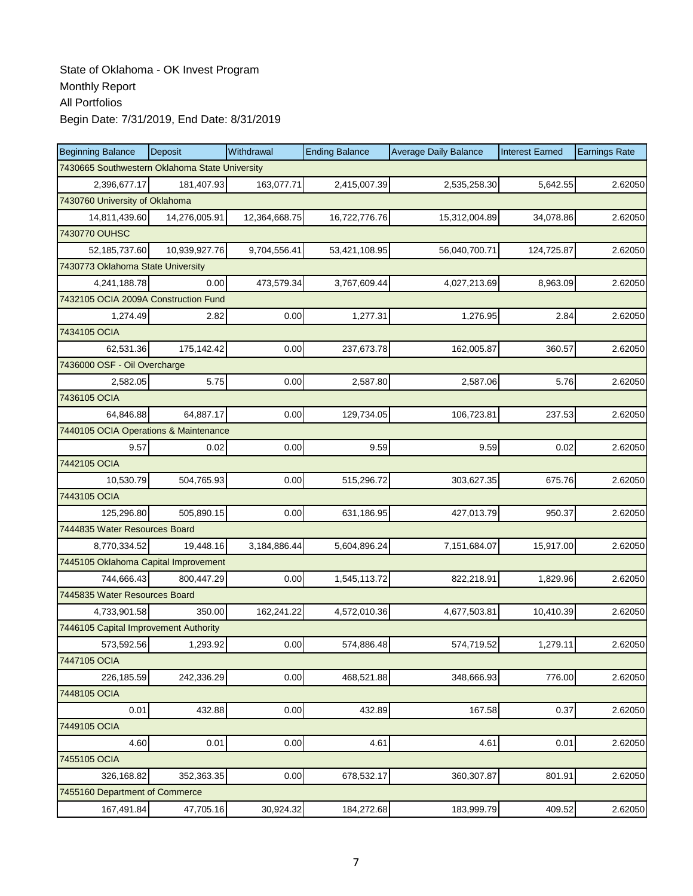State of Oklahoma - OK Invest Program
Monthly Report
All Portfolios
Begin Date: 7/31/2019, End Date: 8/31/2019

| Beginning Balance | Deposit | Withdrawal | Ending Balance | Average Daily Balance | Interest Earned | Earnings Rate |
|---|---|---|---|---|---|---|
| 7430665 Southwestern Oklahoma State University | | | | | | |
| 2,396,677.17 | 181,407.93 | 163,077.71 | 2,415,007.39 | 2,535,258.30 | 5,642.55 | 2.62050 |
| 7430760 University of Oklahoma | | | | | | |
| 14,811,439.60 | 14,276,005.91 | 12,364,668.75 | 16,722,776.76 | 15,312,004.89 | 34,078.86 | 2.62050 |
| 7430770 OUHSC | | | | | | |
| 52,185,737.60 | 10,939,927.76 | 9,704,556.41 | 53,421,108.95 | 56,040,700.71 | 124,725.87 | 2.62050 |
| 7430773 Oklahoma State University | | | | | | |
| 4,241,188.78 | 0.00 | 473,579.34 | 3,767,609.44 | 4,027,213.69 | 8,963.09 | 2.62050 |
| 7432105 OCIA 2009A Construction Fund | | | | | | |
| 1,274.49 | 2.82 | 0.00 | 1,277.31 | 1,276.95 | 2.84 | 2.62050 |
| 7434105 OCIA | | | | | | |
| 62,531.36 | 175,142.42 | 0.00 | 237,673.78 | 162,005.87 | 360.57 | 2.62050 |
| 7436000 OSF - Oil Overcharge | | | | | | |
| 2,582.05 | 5.75 | 0.00 | 2,587.80 | 2,587.06 | 5.76 | 2.62050 |
| 7436105 OCIA | | | | | | |
| 64,846.88 | 64,887.17 | 0.00 | 129,734.05 | 106,723.81 | 237.53 | 2.62050 |
| 7440105 OCIA Operations & Maintenance | | | | | | |
| 9.57 | 0.02 | 0.00 | 9.59 | 9.59 | 0.02 | 2.62050 |
| 7442105 OCIA | | | | | | |
| 10,530.79 | 504,765.93 | 0.00 | 515,296.72 | 303,627.35 | 675.76 | 2.62050 |
| 7443105 OCIA | | | | | | |
| 125,296.80 | 505,890.15 | 0.00 | 631,186.95 | 427,013.79 | 950.37 | 2.62050 |
| 7444835 Water Resources Board | | | | | | |
| 8,770,334.52 | 19,448.16 | 3,184,886.44 | 5,604,896.24 | 7,151,684.07 | 15,917.00 | 2.62050 |
| 7445105 Oklahoma Capital Improvement | | | | | | |
| 744,666.43 | 800,447.29 | 0.00 | 1,545,113.72 | 822,218.91 | 1,829.96 | 2.62050 |
| 7445835 Water Resources Board | | | | | | |
| 4,733,901.58 | 350.00 | 162,241.22 | 4,572,010.36 | 4,677,503.81 | 10,410.39 | 2.62050 |
| 7446105 Capital Improvement Authority | | | | | | |
| 573,592.56 | 1,293.92 | 0.00 | 574,886.48 | 574,719.52 | 1,279.11 | 2.62050 |
| 7447105 OCIA | | | | | | |
| 226,185.59 | 242,336.29 | 0.00 | 468,521.88 | 348,666.93 | 776.00 | 2.62050 |
| 7448105 OCIA | | | | | | |
| 0.01 | 432.88 | 0.00 | 432.89 | 167.58 | 0.37 | 2.62050 |
| 7449105 OCIA | | | | | | |
| 4.60 | 0.01 | 0.00 | 4.61 | 4.61 | 0.01 | 2.62050 |
| 7455105 OCIA | | | | | | |
| 326,168.82 | 352,363.35 | 0.00 | 678,532.17 | 360,307.87 | 801.91 | 2.62050 |
| 7455160 Department of Commerce | | | | | | |
| 167,491.84 | 47,705.16 | 30,924.32 | 184,272.68 | 183,999.79 | 409.52 | 2.62050 |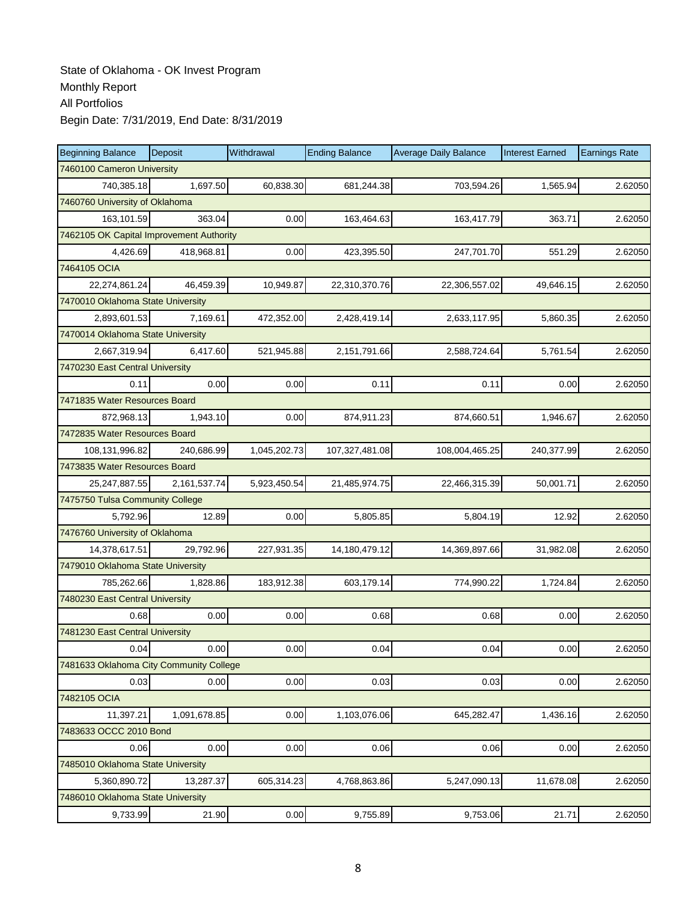State of Oklahoma - OK Invest Program

Monthly Report

All Portfolios

Begin Date: 7/31/2019, End Date: 8/31/2019

| Beginning Balance | Deposit | Withdrawal | Ending Balance | Average Daily Balance | Interest Earned | Earnings Rate |
|---|---|---|---|---|---|---|
| 7460100 Cameron University | | | | | | |
| 740,385.18 | 1,697.50 | 60,838.30 | 681,244.38 | 703,594.26 | 1,565.94 | 2.62050 |
| 7460760 University of Oklahoma | | | | | | |
| 163,101.59 | 363.04 | 0.00 | 163,464.63 | 163,417.79 | 363.71 | 2.62050 |
| 7462105 OK Capital Improvement Authority | | | | | | |
| 4,426.69 | 418,968.81 | 0.00 | 423,395.50 | 247,701.70 | 551.29 | 2.62050 |
| 7464105 OCIA | | | | | | |
| 22,274,861.24 | 46,459.39 | 10,949.87 | 22,310,370.76 | 22,306,557.02 | 49,646.15 | 2.62050 |
| 7470010 Oklahoma State University | | | | | | |
| 2,893,601.53 | 7,169.61 | 472,352.00 | 2,428,419.14 | 2,633,117.95 | 5,860.35 | 2.62050 |
| 7470014 Oklahoma State University | | | | | | |
| 2,667,319.94 | 6,417.60 | 521,945.88 | 2,151,791.66 | 2,588,724.64 | 5,761.54 | 2.62050 |
| 7470230 East Central University | | | | | | |
| 0.11 | 0.00 | 0.00 | 0.11 | 0.11 | 0.00 | 2.62050 |
| 7471835 Water Resources Board | | | | | | |
| 872,968.13 | 1,943.10 | 0.00 | 874,911.23 | 874,660.51 | 1,946.67 | 2.62050 |
| 7472835 Water Resources Board | | | | | | |
| 108,131,996.82 | 240,686.99 | 1,045,202.73 | 107,327,481.08 | 108,004,465.25 | 240,377.99 | 2.62050 |
| 7473835 Water Resources Board | | | | | | |
| 25,247,887.55 | 2,161,537.74 | 5,923,450.54 | 21,485,974.75 | 22,466,315.39 | 50,001.71 | 2.62050 |
| 7475750 Tulsa Community College | | | | | | |
| 5,792.96 | 12.89 | 0.00 | 5,805.85 | 5,804.19 | 12.92 | 2.62050 |
| 7476760 University of Oklahoma | | | | | | |
| 14,378,617.51 | 29,792.96 | 227,931.35 | 14,180,479.12 | 14,369,897.66 | 31,982.08 | 2.62050 |
| 7479010 Oklahoma State University | | | | | | |
| 785,262.66 | 1,828.86 | 183,912.38 | 603,179.14 | 774,990.22 | 1,724.84 | 2.62050 |
| 7480230 East Central University | | | | | | |
| 0.68 | 0.00 | 0.00 | 0.68 | 0.68 | 0.00 | 2.62050 |
| 7481230 East Central University | | | | | | |
| 0.04 | 0.00 | 0.00 | 0.04 | 0.04 | 0.00 | 2.62050 |
| 7481633 Oklahoma City Community College | | | | | | |
| 0.03 | 0.00 | 0.00 | 0.03 | 0.03 | 0.00 | 2.62050 |
| 7482105 OCIA | | | | | | |
| 11,397.21 | 1,091,678.85 | 0.00 | 1,103,076.06 | 645,282.47 | 1,436.16 | 2.62050 |
| 7483633 OCCC 2010 Bond | | | | | | |
| 0.06 | 0.00 | 0.00 | 0.06 | 0.06 | 0.00 | 2.62050 |
| 7485010 Oklahoma State University | | | | | | |
| 5,360,890.72 | 13,287.37 | 605,314.23 | 4,768,863.86 | 5,247,090.13 | 11,678.08 | 2.62050 |
| 7486010 Oklahoma State University | | | | | | |
| 9,733.99 | 21.90 | 0.00 | 9,755.89 | 9,753.06 | 21.71 | 2.62050 |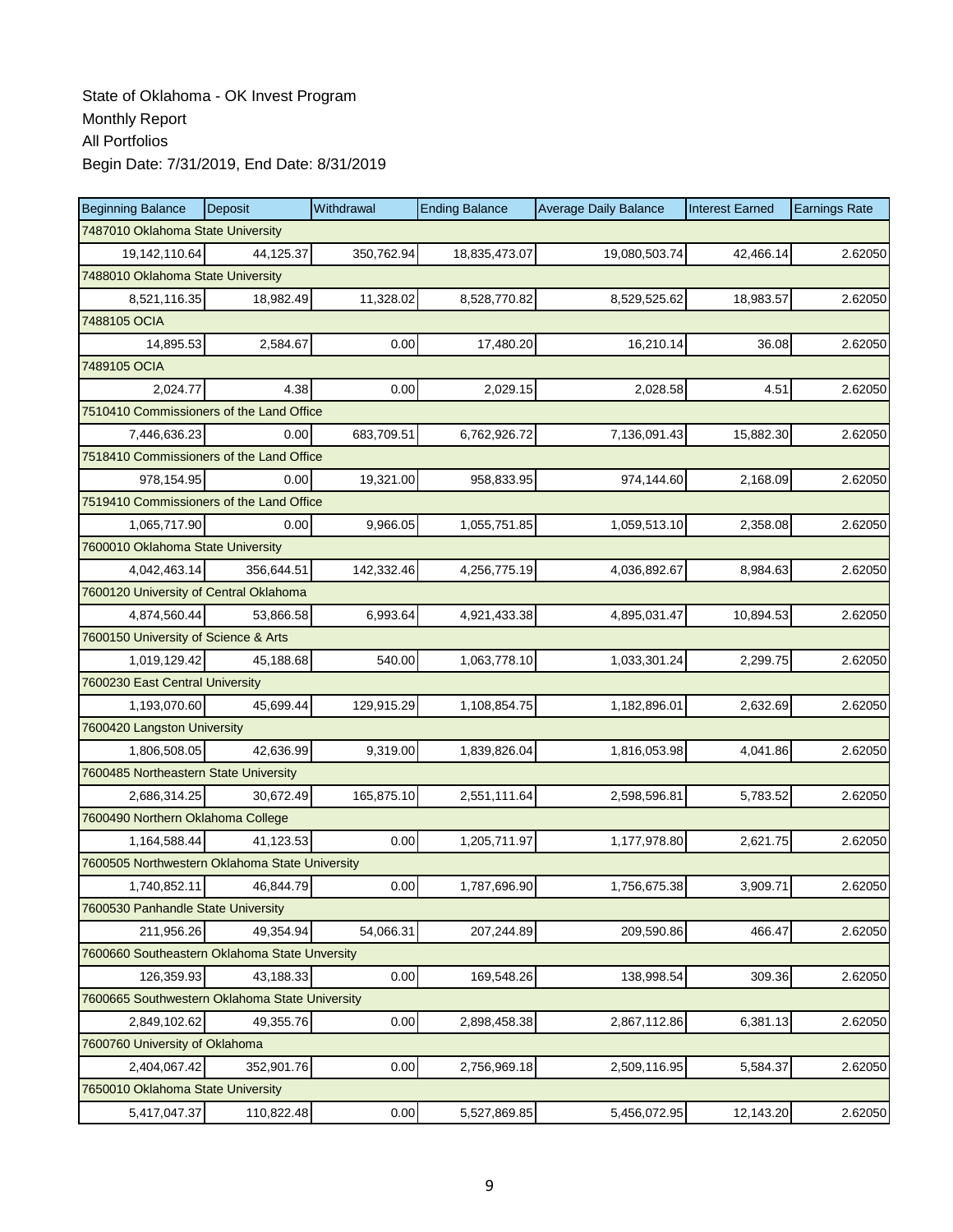State of Oklahoma - OK Invest Program
Monthly Report
All Portfolios
Begin Date: 7/31/2019, End Date: 8/31/2019

| Beginning Balance | Deposit | Withdrawal | Ending Balance | Average Daily Balance | Interest Earned | Earnings Rate |
|---|---|---|---|---|---|---|
| 7487010 Oklahoma State University | | | | | | |
| 19,142,110.64 | 44,125.37 | 350,762.94 | 18,835,473.07 | 19,080,503.74 | 42,466.14 | 2.62050 |
| 7488010 Oklahoma State University | | | | | | |
| 8,521,116.35 | 18,982.49 | 11,328.02 | 8,528,770.82 | 8,529,525.62 | 18,983.57 | 2.62050 |
| 7488105 OCIA | | | | | | |
| 14,895.53 | 2,584.67 | 0.00 | 17,480.20 | 16,210.14 | 36.08 | 2.62050 |
| 7489105 OCIA | | | | | | |
| 2,024.77 | 4.38 | 0.00 | 2,029.15 | 2,028.58 | 4.51 | 2.62050 |
| 7510410 Commissioners of the Land Office | | | | | | |
| 7,446,636.23 | 0.00 | 683,709.51 | 6,762,926.72 | 7,136,091.43 | 15,882.30 | 2.62050 |
| 7518410 Commissioners of the Land Office | | | | | | |
| 978,154.95 | 0.00 | 19,321.00 | 958,833.95 | 974,144.60 | 2,168.09 | 2.62050 |
| 7519410 Commissioners of the Land Office | | | | | | |
| 1,065,717.90 | 0.00 | 9,966.05 | 1,055,751.85 | 1,059,513.10 | 2,358.08 | 2.62050 |
| 7600010 Oklahoma State University | | | | | | |
| 4,042,463.14 | 356,644.51 | 142,332.46 | 4,256,775.19 | 4,036,892.67 | 8,984.63 | 2.62050 |
| 7600120 University of Central Oklahoma | | | | | | |
| 4,874,560.44 | 53,866.58 | 6,993.64 | 4,921,433.38 | 4,895,031.47 | 10,894.53 | 2.62050 |
| 7600150 University of Science & Arts | | | | | | |
| 1,019,129.42 | 45,188.68 | 540.00 | 1,063,778.10 | 1,033,301.24 | 2,299.75 | 2.62050 |
| 7600230 East Central University | | | | | | |
| 1,193,070.60 | 45,699.44 | 129,915.29 | 1,108,854.75 | 1,182,896.01 | 2,632.69 | 2.62050 |
| 7600420 Langston University | | | | | | |
| 1,806,508.05 | 42,636.99 | 9,319.00 | 1,839,826.04 | 1,816,053.98 | 4,041.86 | 2.62050 |
| 7600485 Northeastern State University | | | | | | |
| 2,686,314.25 | 30,672.49 | 165,875.10 | 2,551,111.64 | 2,598,596.81 | 5,783.52 | 2.62050 |
| 7600490 Northern Oklahoma College | | | | | | |
| 1,164,588.44 | 41,123.53 | 0.00 | 1,205,711.97 | 1,177,978.80 | 2,621.75 | 2.62050 |
| 7600505 Northwestern Oklahoma State University | | | | | | |
| 1,740,852.11 | 46,844.79 | 0.00 | 1,787,696.90 | 1,756,675.38 | 3,909.71 | 2.62050 |
| 7600530 Panhandle State University | | | | | | |
| 211,956.26 | 49,354.94 | 54,066.31 | 207,244.89 | 209,590.86 | 466.47 | 2.62050 |
| 7600660 Southeastern Oklahoma State Unversity | | | | | | |
| 126,359.93 | 43,188.33 | 0.00 | 169,548.26 | 138,998.54 | 309.36 | 2.62050 |
| 7600665 Southwestern Oklahoma State University | | | | | | |
| 2,849,102.62 | 49,355.76 | 0.00 | 2,898,458.38 | 2,867,112.86 | 6,381.13 | 2.62050 |
| 7600760 University of Oklahoma | | | | | | |
| 2,404,067.42 | 352,901.76 | 0.00 | 2,756,969.18 | 2,509,116.95 | 5,584.37 | 2.62050 |
| 7650010 Oklahoma State University | | | | | | |
| 5,417,047.37 | 110,822.48 | 0.00 | 5,527,869.85 | 5,456,072.95 | 12,143.20 | 2.62050 |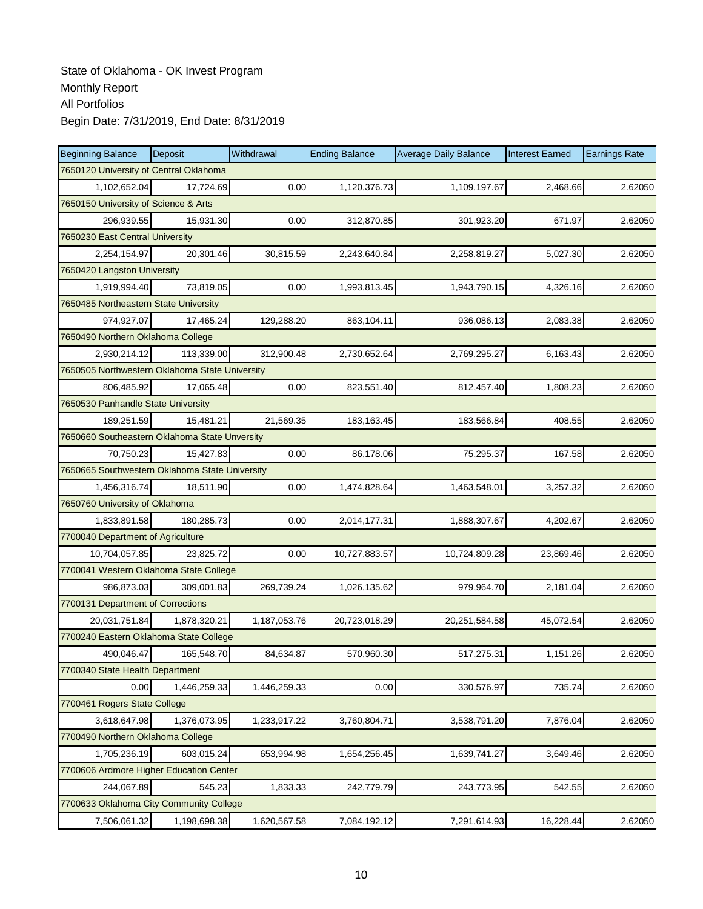State of Oklahoma - OK Invest Program
Monthly Report
All Portfolios
Begin Date: 7/31/2019, End Date: 8/31/2019

| Beginning Balance | Deposit | Withdrawal | Ending Balance | Average Daily Balance | Interest Earned | Earnings Rate |
|---|---|---|---|---|---|---|
| 7650120 University of Central Oklahoma | | | | | | |
| 1,102,652.04 | 17,724.69 | 0.00 | 1,120,376.73 | 1,109,197.67 | 2,468.66 | 2.62050 |
| 7650150 University of Science & Arts | | | | | | |
| 296,939.55 | 15,931.30 | 0.00 | 312,870.85 | 301,923.20 | 671.97 | 2.62050 |
| 7650230 East Central University | | | | | | |
| 2,254,154.97 | 20,301.46 | 30,815.59 | 2,243,640.84 | 2,258,819.27 | 5,027.30 | 2.62050 |
| 7650420 Langston University | | | | | | |
| 1,919,994.40 | 73,819.05 | 0.00 | 1,993,813.45 | 1,943,790.15 | 4,326.16 | 2.62050 |
| 7650485 Northeastern State University | | | | | | |
| 974,927.07 | 17,465.24 | 129,288.20 | 863,104.11 | 936,086.13 | 2,083.38 | 2.62050 |
| 7650490 Northern Oklahoma College | | | | | | |
| 2,930,214.12 | 113,339.00 | 312,900.48 | 2,730,652.64 | 2,769,295.27 | 6,163.43 | 2.62050 |
| 7650505 Northwestern Oklahoma State University | | | | | | |
| 806,485.92 | 17,065.48 | 0.00 | 823,551.40 | 812,457.40 | 1,808.23 | 2.62050 |
| 7650530 Panhandle State University | | | | | | |
| 189,251.59 | 15,481.21 | 21,569.35 | 183,163.45 | 183,566.84 | 408.55 | 2.62050 |
| 7650660 Southeastern Oklahoma State Unversity | | | | | | |
| 70,750.23 | 15,427.83 | 0.00 | 86,178.06 | 75,295.37 | 167.58 | 2.62050 |
| 7650665 Southwestern Oklahoma State University | | | | | | |
| 1,456,316.74 | 18,511.90 | 0.00 | 1,474,828.64 | 1,463,548.01 | 3,257.32 | 2.62050 |
| 7650760 University of Oklahoma | | | | | | |
| 1,833,891.58 | 180,285.73 | 0.00 | 2,014,177.31 | 1,888,307.67 | 4,202.67 | 2.62050 |
| 7700040 Department of Agriculture | | | | | | |
| 10,704,057.85 | 23,825.72 | 0.00 | 10,727,883.57 | 10,724,809.28 | 23,869.46 | 2.62050 |
| 7700041 Western Oklahoma State College | | | | | | |
| 986,873.03 | 309,001.83 | 269,739.24 | 1,026,135.62 | 979,964.70 | 2,181.04 | 2.62050 |
| 7700131 Department of Corrections | | | | | | |
| 20,031,751.84 | 1,878,320.21 | 1,187,053.76 | 20,723,018.29 | 20,251,584.58 | 45,072.54 | 2.62050 |
| 7700240 Eastern Oklahoma State College | | | | | | |
| 490,046.47 | 165,548.70 | 84,634.87 | 570,960.30 | 517,275.31 | 1,151.26 | 2.62050 |
| 7700340 State Health Department | | | | | | |
| 0.00 | 1,446,259.33 | 1,446,259.33 | 0.00 | 330,576.97 | 735.74 | 2.62050 |
| 7700461 Rogers State College | | | | | | |
| 3,618,647.98 | 1,376,073.95 | 1,233,917.22 | 3,760,804.71 | 3,538,791.20 | 7,876.04 | 2.62050 |
| 7700490 Northern Oklahoma College | | | | | | |
| 1,705,236.19 | 603,015.24 | 653,994.98 | 1,654,256.45 | 1,639,741.27 | 3,649.46 | 2.62050 |
| 7700606 Ardmore Higher Education Center | | | | | | |
| 244,067.89 | 545.23 | 1,833.33 | 242,779.79 | 243,773.95 | 542.55 | 2.62050 |
| 7700633 Oklahoma City Community College | | | | | | |
| 7,506,061.32 | 1,198,698.38 | 1,620,567.58 | 7,084,192.12 | 7,291,614.93 | 16,228.44 | 2.62050 |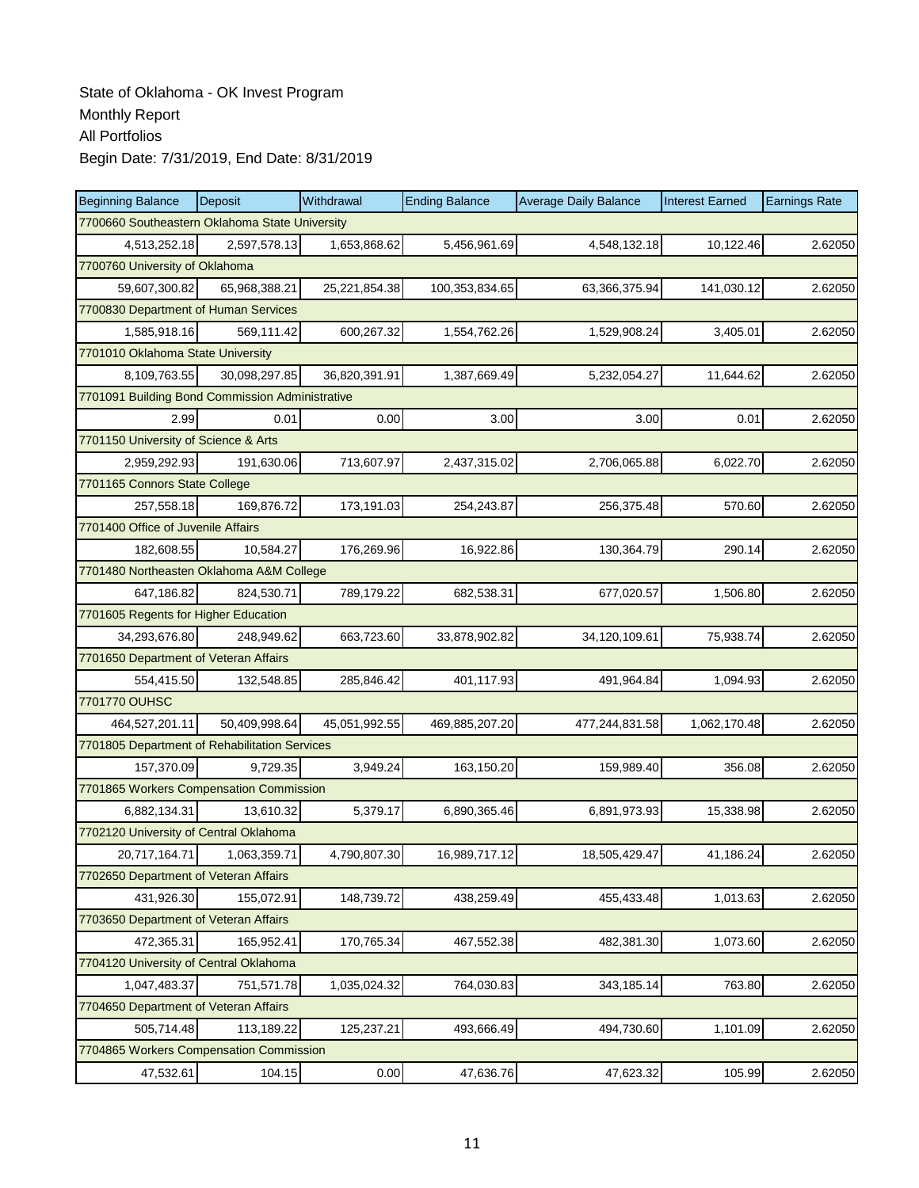State of Oklahoma - OK Invest Program

Monthly Report

All Portfolios

Begin Date: 7/31/2019, End Date: 8/31/2019

| Beginning Balance | Deposit | Withdrawal | Ending Balance | Average Daily Balance | Interest Earned | Earnings Rate |
|---|---|---|---|---|---|---|
| 7700660 Southeastern Oklahoma State University | | | | | | |
| 4,513,252.18 | 2,597,578.13 | 1,653,868.62 | 5,456,961.69 | 4,548,132.18 | 10,122.46 | 2.62050 |
| 7700760 University of Oklahoma | | | | | | |
| 59,607,300.82 | 65,968,388.21 | 25,221,854.38 | 100,353,834.65 | 63,366,375.94 | 141,030.12 | 2.62050 |
| 7700830 Department of Human Services | | | | | | |
| 1,585,918.16 | 569,111.42 | 600,267.32 | 1,554,762.26 | 1,529,908.24 | 3,405.01 | 2.62050 |
| 7701010 Oklahoma State University | | | | | | |
| 8,109,763.55 | 30,098,297.85 | 36,820,391.91 | 1,387,669.49 | 5,232,054.27 | 11,644.62 | 2.62050 |
| 7701091 Building Bond Commission Administrative | | | | | | |
| 2.99 | 0.01 | 0.00 | 3.00 | 3.00 | 0.01 | 2.62050 |
| 7701150 University of Science & Arts | | | | | | |
| 2,959,292.93 | 191,630.06 | 713,607.97 | 2,437,315.02 | 2,706,065.88 | 6,022.70 | 2.62050 |
| 7701165 Connors State College | | | | | | |
| 257,558.18 | 169,876.72 | 173,191.03 | 254,243.87 | 256,375.48 | 570.60 | 2.62050 |
| 7701400 Office of Juvenile Affairs | | | | | | |
| 182,608.55 | 10,584.27 | 176,269.96 | 16,922.86 | 130,364.79 | 290.14 | 2.62050 |
| 7701480 Northeasten Oklahoma A&M College | | | | | | |
| 647,186.82 | 824,530.71 | 789,179.22 | 682,538.31 | 677,020.57 | 1,506.80 | 2.62050 |
| 7701605 Regents for Higher Education | | | | | | |
| 34,293,676.80 | 248,949.62 | 663,723.60 | 33,878,902.82 | 34,120,109.61 | 75,938.74 | 2.62050 |
| 7701650 Department of Veteran Affairs | | | | | | |
| 554,415.50 | 132,548.85 | 285,846.42 | 401,117.93 | 491,964.84 | 1,094.93 | 2.62050 |
| 7701770 OUHSC | | | | | | |
| 464,527,201.11 | 50,409,998.64 | 45,051,992.55 | 469,885,207.20 | 477,244,831.58 | 1,062,170.48 | 2.62050 |
| 7701805 Department of Rehabilitation Services | | | | | | |
| 157,370.09 | 9,729.35 | 3,949.24 | 163,150.20 | 159,989.40 | 356.08 | 2.62050 |
| 7701865 Workers Compensation Commission | | | | | | |
| 6,882,134.31 | 13,610.32 | 5,379.17 | 6,890,365.46 | 6,891,973.93 | 15,338.98 | 2.62050 |
| 7702120 University of Central Oklahoma | | | | | | |
| 20,717,164.71 | 1,063,359.71 | 4,790,807.30 | 16,989,717.12 | 18,505,429.47 | 41,186.24 | 2.62050 |
| 7702650 Department of Veteran Affairs | | | | | | |
| 431,926.30 | 155,072.91 | 148,739.72 | 438,259.49 | 455,433.48 | 1,013.63 | 2.62050 |
| 7703650 Department of Veteran Affairs | | | | | | |
| 472,365.31 | 165,952.41 | 170,765.34 | 467,552.38 | 482,381.30 | 1,073.60 | 2.62050 |
| 7704120 University of Central Oklahoma | | | | | | |
| 1,047,483.37 | 751,571.78 | 1,035,024.32 | 764,030.83 | 343,185.14 | 763.80 | 2.62050 |
| 7704650 Department of Veteran Affairs | | | | | | |
| 505,714.48 | 113,189.22 | 125,237.21 | 493,666.49 | 494,730.60 | 1,101.09 | 2.62050 |
| 7704865 Workers Compensation Commission | | | | | | |
| 47,532.61 | 104.15 | 0.00 | 47,636.76 | 47,623.32 | 105.99 | 2.62050 |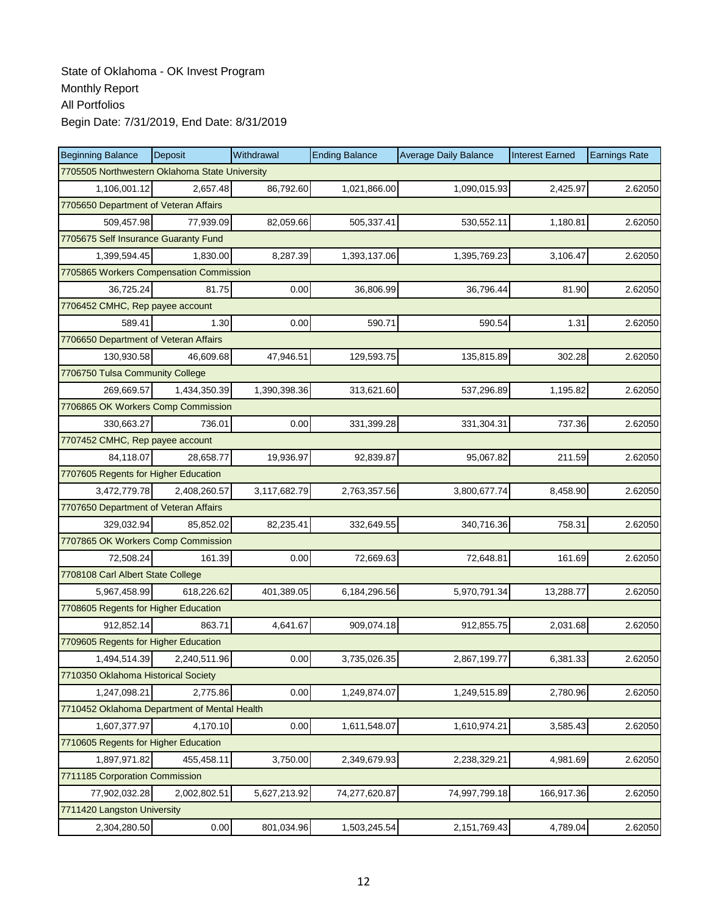State of Oklahoma - OK Invest Program
Monthly Report
All Portfolios
Begin Date: 7/31/2019, End Date: 8/31/2019

| Beginning Balance | Deposit | Withdrawal | Ending Balance | Average Daily Balance | Interest Earned | Earnings Rate |
|---|---|---|---|---|---|---|
| 7705505 Northwestern Oklahoma State University | | | | | | |
| 1,106,001.12 | 2,657.48 | 86,792.60 | 1,021,866.00 | 1,090,015.93 | 2,425.97 | 2.62050 |
| 7705650 Department of Veteran Affairs | | | | | | |
| 509,457.98 | 77,939.09 | 82,059.66 | 505,337.41 | 530,552.11 | 1,180.81 | 2.62050 |
| 7705675 Self Insurance Guaranty Fund | | | | | | |
| 1,399,594.45 | 1,830.00 | 8,287.39 | 1,393,137.06 | 1,395,769.23 | 3,106.47 | 2.62050 |
| 7705865 Workers Compensation Commission | | | | | | |
| 36,725.24 | 81.75 | 0.00 | 36,806.99 | 36,796.44 | 81.90 | 2.62050 |
| 7706452 CMHC, Rep payee account | | | | | | |
| 589.41 | 1.30 | 0.00 | 590.71 | 590.54 | 1.31 | 2.62050 |
| 7706650 Department of Veteran Affairs | | | | | | |
| 130,930.58 | 46,609.68 | 47,946.51 | 129,593.75 | 135,815.89 | 302.28 | 2.62050 |
| 7706750 Tulsa Community College | | | | | | |
| 269,669.57 | 1,434,350.39 | 1,390,398.36 | 313,621.60 | 537,296.89 | 1,195.82 | 2.62050 |
| 7706865 OK Workers Comp Commission | | | | | | |
| 330,663.27 | 736.01 | 0.00 | 331,399.28 | 331,304.31 | 737.36 | 2.62050 |
| 7707452 CMHC, Rep payee account | | | | | | |
| 84,118.07 | 28,658.77 | 19,936.97 | 92,839.87 | 95,067.82 | 211.59 | 2.62050 |
| 7707605 Regents for Higher Education | | | | | | |
| 3,472,779.78 | 2,408,260.57 | 3,117,682.79 | 2,763,357.56 | 3,800,677.74 | 8,458.90 | 2.62050 |
| 7707650 Department of Veteran Affairs | | | | | | |
| 329,032.94 | 85,852.02 | 82,235.41 | 332,649.55 | 340,716.36 | 758.31 | 2.62050 |
| 7707865 OK Workers Comp Commission | | | | | | |
| 72,508.24 | 161.39 | 0.00 | 72,669.63 | 72,648.81 | 161.69 | 2.62050 |
| 7708108 Carl Albert State College | | | | | | |
| 5,967,458.99 | 618,226.62 | 401,389.05 | 6,184,296.56 | 5,970,791.34 | 13,288.77 | 2.62050 |
| 7708605 Regents for Higher Education | | | | | | |
| 912,852.14 | 863.71 | 4,641.67 | 909,074.18 | 912,855.75 | 2,031.68 | 2.62050 |
| 7709605 Regents for Higher Education | | | | | | |
| 1,494,514.39 | 2,240,511.96 | 0.00 | 3,735,026.35 | 2,867,199.77 | 6,381.33 | 2.62050 |
| 7710350 Oklahoma Historical Society | | | | | | |
| 1,247,098.21 | 2,775.86 | 0.00 | 1,249,874.07 | 1,249,515.89 | 2,780.96 | 2.62050 |
| 7710452 Oklahoma Department of Mental Health | | | | | | |
| 1,607,377.97 | 4,170.10 | 0.00 | 1,611,548.07 | 1,610,974.21 | 3,585.43 | 2.62050 |
| 7710605 Regents for Higher Education | | | | | | |
| 1,897,971.82 | 455,458.11 | 3,750.00 | 2,349,679.93 | 2,238,329.21 | 4,981.69 | 2.62050 |
| 7711185 Corporation Commission | | | | | | |
| 77,902,032.28 | 2,002,802.51 | 5,627,213.92 | 74,277,620.87 | 74,997,799.18 | 166,917.36 | 2.62050 |
| 7711420 Langston University | | | | | | |
| 2,304,280.50 | 0.00 | 801,034.96 | 1,503,245.54 | 2,151,769.43 | 4,789.04 | 2.62050 |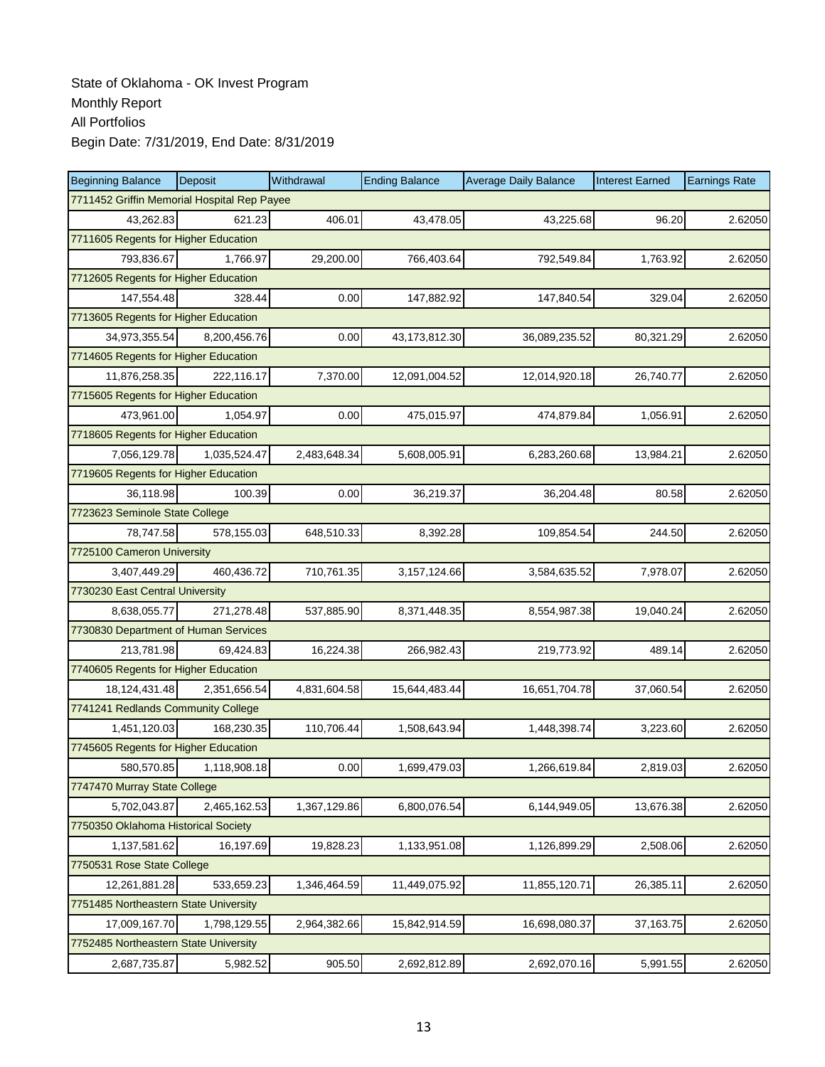State of Oklahoma - OK Invest Program

Monthly Report

All Portfolios

Begin Date: 7/31/2019, End Date: 8/31/2019

| Beginning Balance | Deposit | Withdrawal | Ending Balance | Average Daily Balance | Interest Earned | Earnings Rate |
|---|---|---|---|---|---|---|
| 7711452 Griffin Memorial Hospital Rep Payee | | | | | | |
| 43,262.83 | 621.23 | 406.01 | 43,478.05 | 43,225.68 | 96.20 | 2.62050 |
| 7711605 Regents for Higher Education | | | | | | |
| 793,836.67 | 1,766.97 | 29,200.00 | 766,403.64 | 792,549.84 | 1,763.92 | 2.62050 |
| 7712605 Regents for Higher Education | | | | | | |
| 147,554.48 | 328.44 | 0.00 | 147,882.92 | 147,840.54 | 329.04 | 2.62050 |
| 7713605 Regents for Higher Education | | | | | | |
| 34,973,355.54 | 8,200,456.76 | 0.00 | 43,173,812.30 | 36,089,235.52 | 80,321.29 | 2.62050 |
| 7714605 Regents for Higher Education | | | | | | |
| 11,876,258.35 | 222,116.17 | 7,370.00 | 12,091,004.52 | 12,014,920.18 | 26,740.77 | 2.62050 |
| 7715605 Regents for Higher Education | | | | | | |
| 473,961.00 | 1,054.97 | 0.00 | 475,015.97 | 474,879.84 | 1,056.91 | 2.62050 |
| 7718605 Regents for Higher Education | | | | | | |
| 7,056,129.78 | 1,035,524.47 | 2,483,648.34 | 5,608,005.91 | 6,283,260.68 | 13,984.21 | 2.62050 |
| 7719605 Regents for Higher Education | | | | | | |
| 36,118.98 | 100.39 | 0.00 | 36,219.37 | 36,204.48 | 80.58 | 2.62050 |
| 7723623 Seminole State College | | | | | | |
| 78,747.58 | 578,155.03 | 648,510.33 | 8,392.28 | 109,854.54 | 244.50 | 2.62050 |
| 7725100 Cameron University | | | | | | |
| 3,407,449.29 | 460,436.72 | 710,761.35 | 3,157,124.66 | 3,584,635.52 | 7,978.07 | 2.62050 |
| 7730230 East Central University | | | | | | |
| 8,638,055.77 | 271,278.48 | 537,885.90 | 8,371,448.35 | 8,554,987.38 | 19,040.24 | 2.62050 |
| 7730830 Department of Human Services | | | | | | |
| 213,781.98 | 69,424.83 | 16,224.38 | 266,982.43 | 219,773.92 | 489.14 | 2.62050 |
| 7740605 Regents for Higher Education | | | | | | |
| 18,124,431.48 | 2,351,656.54 | 4,831,604.58 | 15,644,483.44 | 16,651,704.78 | 37,060.54 | 2.62050 |
| 7741241 Redlands Community College | | | | | | |
| 1,451,120.03 | 168,230.35 | 110,706.44 | 1,508,643.94 | 1,448,398.74 | 3,223.60 | 2.62050 |
| 7745605 Regents for Higher Education | | | | | | |
| 580,570.85 | 1,118,908.18 | 0.00 | 1,699,479.03 | 1,266,619.84 | 2,819.03 | 2.62050 |
| 7747470 Murray State College | | | | | | |
| 5,702,043.87 | 2,465,162.53 | 1,367,129.86 | 6,800,076.54 | 6,144,949.05 | 13,676.38 | 2.62050 |
| 7750350 Oklahoma Historical Society | | | | | | |
| 1,137,581.62 | 16,197.69 | 19,828.23 | 1,133,951.08 | 1,126,899.29 | 2,508.06 | 2.62050 |
| 7750531 Rose State College | | | | | | |
| 12,261,881.28 | 533,659.23 | 1,346,464.59 | 11,449,075.92 | 11,855,120.71 | 26,385.11 | 2.62050 |
| 7751485 Northeastern State University | | | | | | |
| 17,009,167.70 | 1,798,129.55 | 2,964,382.66 | 15,842,914.59 | 16,698,080.37 | 37,163.75 | 2.62050 |
| 7752485 Northeastern State University | | | | | | |
| 2,687,735.87 | 5,982.52 | 905.50 | 2,692,812.89 | 2,692,070.16 | 5,991.55 | 2.62050 |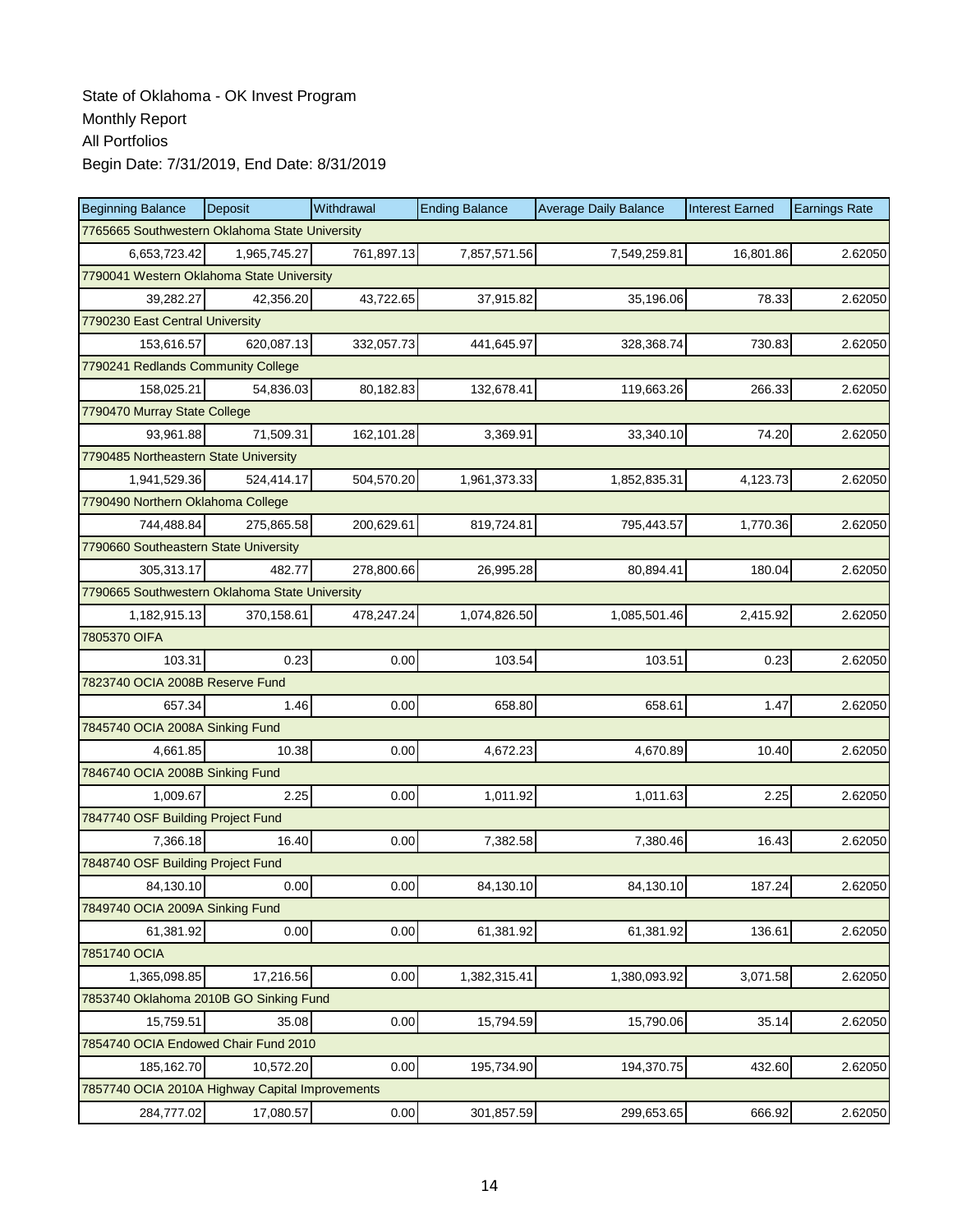State of Oklahoma - OK Invest Program

Monthly Report

All Portfolios

Begin Date: 7/31/2019, End Date: 8/31/2019

| Beginning Balance | Deposit | Withdrawal | Ending Balance | Average Daily Balance | Interest Earned | Earnings Rate |
|---|---|---|---|---|---|---|
| 7765665 Southwestern Oklahoma State University | | | | | | |
| 6,653,723.42 | 1,965,745.27 | 761,897.13 | 7,857,571.56 | 7,549,259.81 | 16,801.86 | 2.62050 |
| 7790041 Western Oklahoma State University | | | | | | |
| 39,282.27 | 42,356.20 | 43,722.65 | 37,915.82 | 35,196.06 | 78.33 | 2.62050 |
| 7790230 East Central University | | | | | | |
| 153,616.57 | 620,087.13 | 332,057.73 | 441,645.97 | 328,368.74 | 730.83 | 2.62050 |
| 7790241 Redlands Community College | | | | | | |
| 158,025.21 | 54,836.03 | 80,182.83 | 132,678.41 | 119,663.26 | 266.33 | 2.62050 |
| 7790470 Murray State College | | | | | | |
| 93,961.88 | 71,509.31 | 162,101.28 | 3,369.91 | 33,340.10 | 74.20 | 2.62050 |
| 7790485 Northeastern State University | | | | | | |
| 1,941,529.36 | 524,414.17 | 504,570.20 | 1,961,373.33 | 1,852,835.31 | 4,123.73 | 2.62050 |
| 7790490 Northern Oklahoma College | | | | | | |
| 744,488.84 | 275,865.58 | 200,629.61 | 819,724.81 | 795,443.57 | 1,770.36 | 2.62050 |
| 7790660 Southeastern State University | | | | | | |
| 305,313.17 | 482.77 | 278,800.66 | 26,995.28 | 80,894.41 | 180.04 | 2.62050 |
| 7790665 Southwestern Oklahoma State University | | | | | | |
| 1,182,915.13 | 370,158.61 | 478,247.24 | 1,074,826.50 | 1,085,501.46 | 2,415.92 | 2.62050 |
| 7805370 OIFA | | | | | | |
| 103.31 | 0.23 | 0.00 | 103.54 | 103.51 | 0.23 | 2.62050 |
| 7823740 OCIA 2008B Reserve Fund | | | | | | |
| 657.34 | 1.46 | 0.00 | 658.80 | 658.61 | 1.47 | 2.62050 |
| 7845740 OCIA 2008A Sinking Fund | | | | | | |
| 4,661.85 | 10.38 | 0.00 | 4,672.23 | 4,670.89 | 10.40 | 2.62050 |
| 7846740 OCIA 2008B Sinking Fund | | | | | | |
| 1,009.67 | 2.25 | 0.00 | 1,011.92 | 1,011.63 | 2.25 | 2.62050 |
| 7847740 OSF Building Project Fund | | | | | | |
| 7,366.18 | 16.40 | 0.00 | 7,382.58 | 7,380.46 | 16.43 | 2.62050 |
| 7848740 OSF Building Project Fund | | | | | | |
| 84,130.10 | 0.00 | 0.00 | 84,130.10 | 84,130.10 | 187.24 | 2.62050 |
| 7849740 OCIA 2009A Sinking Fund | | | | | | |
| 61,381.92 | 0.00 | 0.00 | 61,381.92 | 61,381.92 | 136.61 | 2.62050 |
| 7851740 OCIA | | | | | | |
| 1,365,098.85 | 17,216.56 | 0.00 | 1,382,315.41 | 1,380,093.92 | 3,071.58 | 2.62050 |
| 7853740 Oklahoma 2010B GO Sinking Fund | | | | | | |
| 15,759.51 | 35.08 | 0.00 | 15,794.59 | 15,790.06 | 35.14 | 2.62050 |
| 7854740 OCIA Endowed Chair Fund 2010 | | | | | | |
| 185,162.70 | 10,572.20 | 0.00 | 195,734.90 | 194,370.75 | 432.60 | 2.62050 |
| 7857740 OCIA 2010A Highway Capital Improvements | | | | | | |
| 284,777.02 | 17,080.57 | 0.00 | 301,857.59 | 299,653.65 | 666.92 | 2.62050 |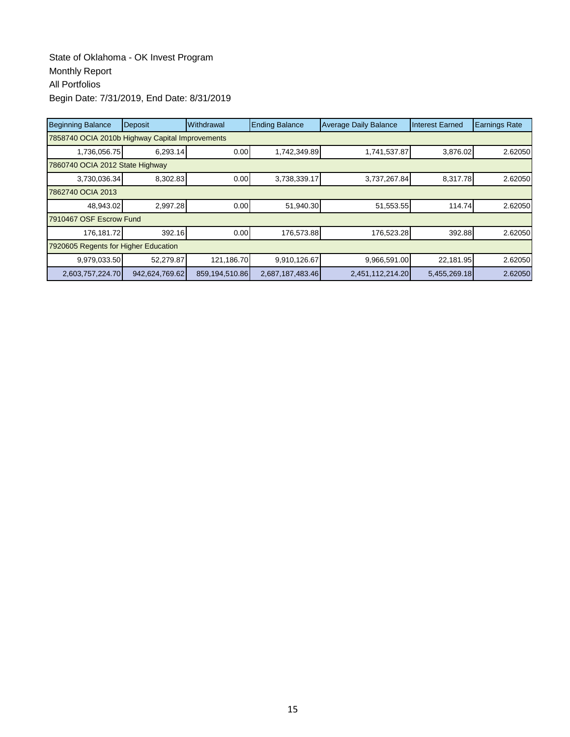State of Oklahoma - OK Invest Program

Monthly Report

All Portfolios

Begin Date: 7/31/2019, End Date: 8/31/2019

| Beginning Balance | Deposit | Withdrawal | Ending Balance | Average Daily Balance | Interest Earned | Earnings Rate |
|---|---|---|---|---|---|---|
| 7858740 OCIA 2010b Highway Capital Improvements | | | | | | |
| 1,736,056.75 | 6,293.14 | 0.00 | 1,742,349.89 | 1,741,537.87 | 3,876.02 | 2.62050 |
| 7860740 OCIA 2012 State Highway | | | | | | |
| 3,730,036.34 | 8,302.83 | 0.00 | 3,738,339.17 | 3,737,267.84 | 8,317.78 | 2.62050 |
| 7862740 OCIA 2013 | | | | | | |
| 48,943.02 | 2,997.28 | 0.00 | 51,940.30 | 51,553.55 | 114.74 | 2.62050 |
| 7910467 OSF Escrow Fund | | | | | | |
| 176,181.72 | 392.16 | 0.00 | 176,573.88 | 176,523.28 | 392.88 | 2.62050 |
| 7920605 Regents for Higher Education | | | | | | |
| 9,979,033.50 | 52,279.87 | 121,186.70 | 9,910,126.67 | 9,966,591.00 | 22,181.95 | 2.62050 |
| 2,603,757,224.70 | 942,624,769.62 | 859,194,510.86 | 2,687,187,483.46 | 2,451,112,214.20 | 5,455,269.18 | 2.62050 |